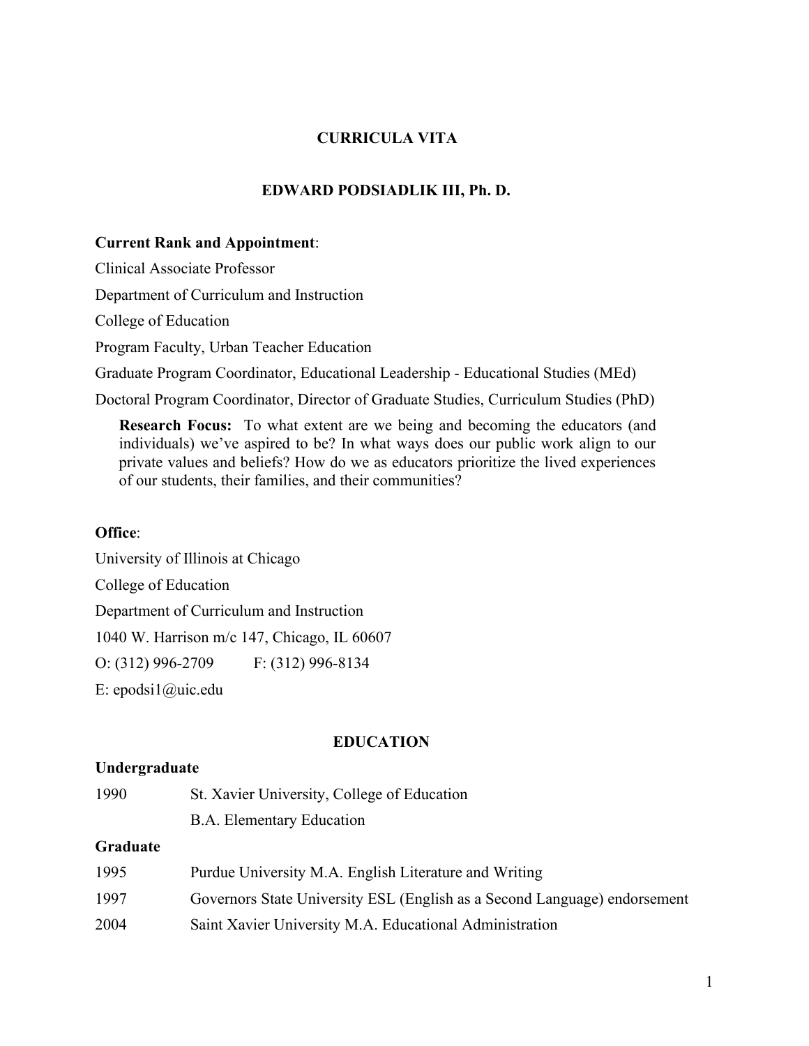# CURRICULA VITA

## EDWARD PODSIADLIK III, Ph. D.

**Current Rank and Appointment**:

Clinical Associate Professor

Department of Curriculum and Instruction

College of Education

Program Faculty, Urban Teacher Education

Graduate Program Coordinator, Educational Leadership - Educational Studies (MEd)

Doctoral Program Coordinator, Director of Graduate Studies, Curriculum Studies (PhD)

> **Research Focus:** To what extent are we being and becoming the educators (and individuals) we've aspired to be? In what ways does our public work align to our private values and beliefs? How do we as educators prioritize the lived experiences of our students, their families, and their communities?

**Office**:

University of Illinois at Chicago

College of Education

Department of Curriculum and Instruction

1040 W. Harrison m/c 147, Chicago, IL 60607

O: (312) 996-2709 F: (312) 996-8134

E: epodsi1@uic.edu

## EDUCATION

**Undergraduate**

| | |
|---|---|
| 1990 | St. Xavier University, College of Education<br>B.A. Elementary Education |

**Graduate**

| | |
|---|---|
| 1995 | Purdue University M.A. English Literature and Writing |
| 1997 | Governors State University ESL (English as a Second Language) endorsement |
| 2004 | Saint Xavier University M.A. Educational Administration |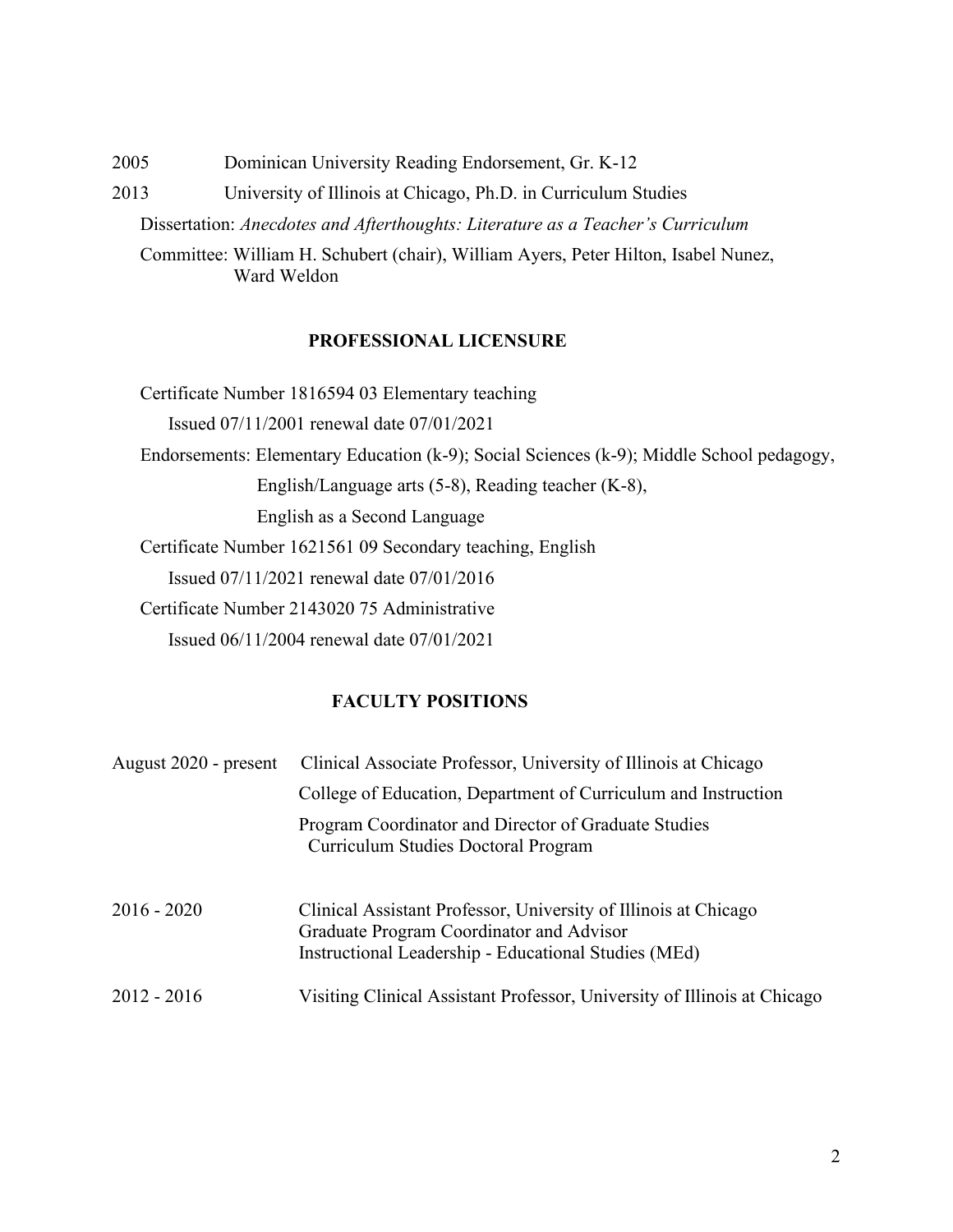2005 Dominican University Reading Endorsement, Gr. K-12

2013 University of Illinois at Chicago, Ph.D. in Curriculum Studies

Dissertation: *Anecdotes and Afterthoughts: Literature as a Teacher's Curriculum*

Committee: William H. Schubert (chair), William Ayers, Peter Hilton, Isabel Nunez, Ward Weldon

## PROFESSIONAL LICENSURE

Certificate Number 1816594 03 Elementary teaching

Issued 07/11/2001 renewal date 07/01/2021

Endorsements: Elementary Education (k-9); Social Sciences (k-9); Middle School pedagogy, English/Language arts (5-8), Reading teacher (K-8), English as a Second Language

Certificate Number 1621561 09 Secondary teaching, English

Issued 07/11/2021 renewal date 07/01/2016

Certificate Number 2143020 75 Administrative

Issued 06/11/2004 renewal date 07/01/2021

## FACULTY POSITIONS

August 2020 - present Clinical Associate Professor, University of Illinois at Chicago
College of Education, Department of Curriculum and Instruction
Program Coordinator and Director of Graduate Studies
Curriculum Studies Doctoral Program

2016 - 2020 Clinical Assistant Professor, University of Illinois at Chicago
Graduate Program Coordinator and Advisor
Instructional Leadership - Educational Studies (MEd)

2012 - 2016 Visiting Clinical Assistant Professor, University of Illinois at Chicago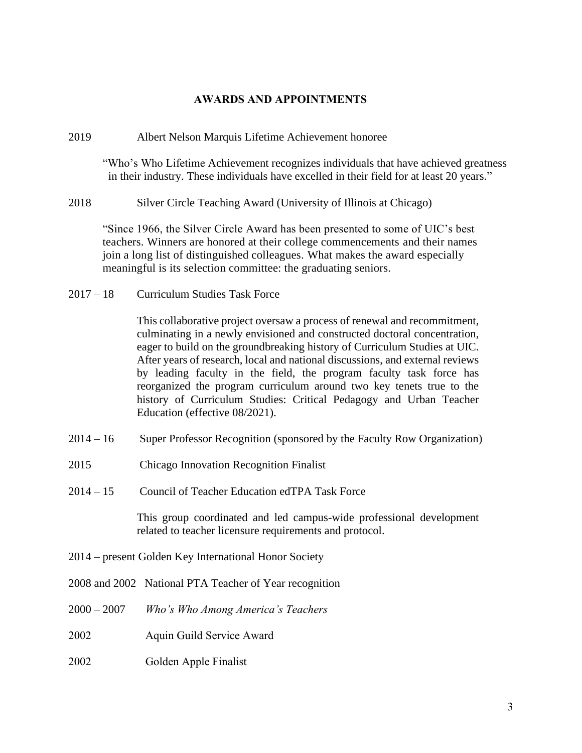## AWARDS AND APPOINTMENTS

2019 Albert Nelson Marquis Lifetime Achievement honoree

"Who's Who Lifetime Achievement recognizes individuals that have achieved greatness in their industry. These individuals have excelled in their field for at least 20 years."

2018 Silver Circle Teaching Award (University of Illinois at Chicago)

"Since 1966, the Silver Circle Award has been presented to some of UIC's best teachers. Winners are honored at their college commencements and their names join a long list of distinguished colleagues. What makes the award especially meaningful is its selection committee: the graduating seniors.

2017 – 18 Curriculum Studies Task Force

This collaborative project oversaw a process of renewal and recommitment, culminating in a newly envisioned and constructed doctoral concentration, eager to build on the groundbreaking history of Curriculum Studies at UIC. After years of research, local and national discussions, and external reviews by leading faculty in the field, the program faculty task force has reorganized the program curriculum around two key tenets true to the history of Curriculum Studies: Critical Pedagogy and Urban Teacher Education (effective 08/2021).

2014 – 16 Super Professor Recognition (sponsored by the Faculty Row Organization)

2015 Chicago Innovation Recognition Finalist

2014 – 15 Council of Teacher Education edTPA Task Force

This group coordinated and led campus-wide professional development related to teacher licensure requirements and protocol.

2014 – present Golden Key International Honor Society

2008 and 2002 National PTA Teacher of Year recognition

2000 – 2007 *Who's Who Among America's Teachers*

2002 Aquin Guild Service Award

2002 Golden Apple Finalist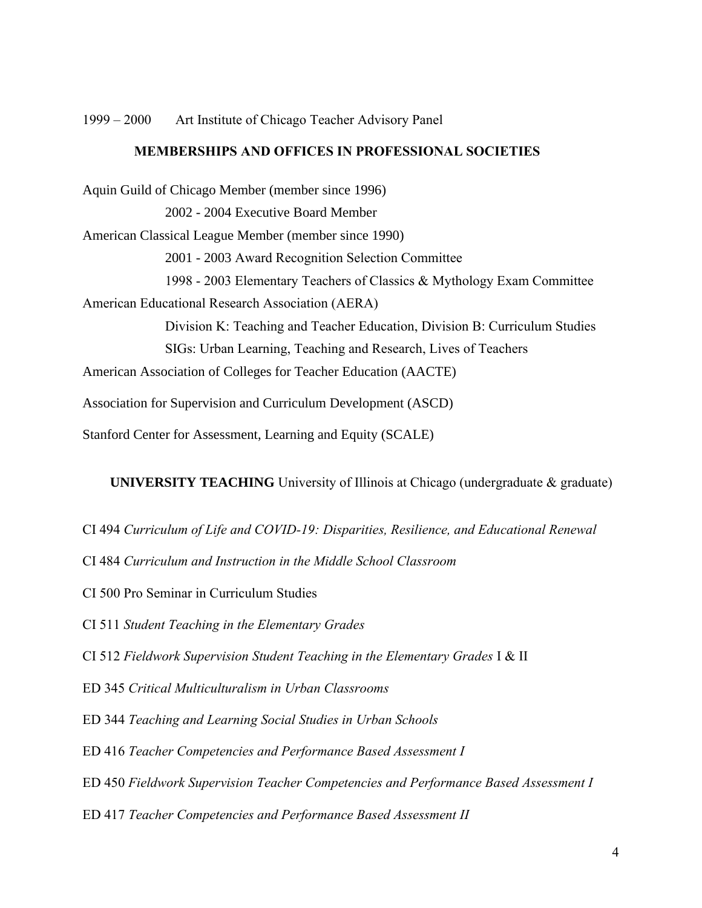1999 – 2000 Art Institute of Chicago Teacher Advisory Panel

## MEMBERSHIPS AND OFFICES IN PROFESSIONAL SOCIETIES

Aquin Guild of Chicago Member (member since 1996)

2002 - 2004 Executive Board Member

American Classical League Member (member since 1990)

2001 - 2003 Award Recognition Selection Committee

1998 - 2003 Elementary Teachers of Classics & Mythology Exam Committee

American Educational Research Association (AERA)

Division K: Teaching and Teacher Education, Division B: Curriculum Studies

SIGs: Urban Learning, Teaching and Research, Lives of Teachers

American Association of Colleges for Teacher Education (AACTE)

Association for Supervision and Curriculum Development (ASCD)

Stanford Center for Assessment, Learning and Equity (SCALE)

## **UNIVERSITY TEACHING** University of Illinois at Chicago (undergraduate & graduate)

CI 494 *Curriculum of Life and COVID-19: Disparities, Resilience, and Educational Renewal*

CI 484 *Curriculum and Instruction in the Middle School Classroom*

CI 500 Pro Seminar in Curriculum Studies

CI 511 *Student Teaching in the Elementary Grades*

CI 512 *Fieldwork Supervision Student Teaching in the Elementary Grades* I & II

ED 345 *Critical Multiculturalism in Urban Classrooms*

ED 344 *Teaching and Learning Social Studies in Urban Schools*

ED 416 *Teacher Competencies and Performance Based Assessment I*

ED 450 *Fieldwork Supervision Teacher Competencies and Performance Based Assessment I*

ED 417 *Teacher Competencies and Performance Based Assessment II*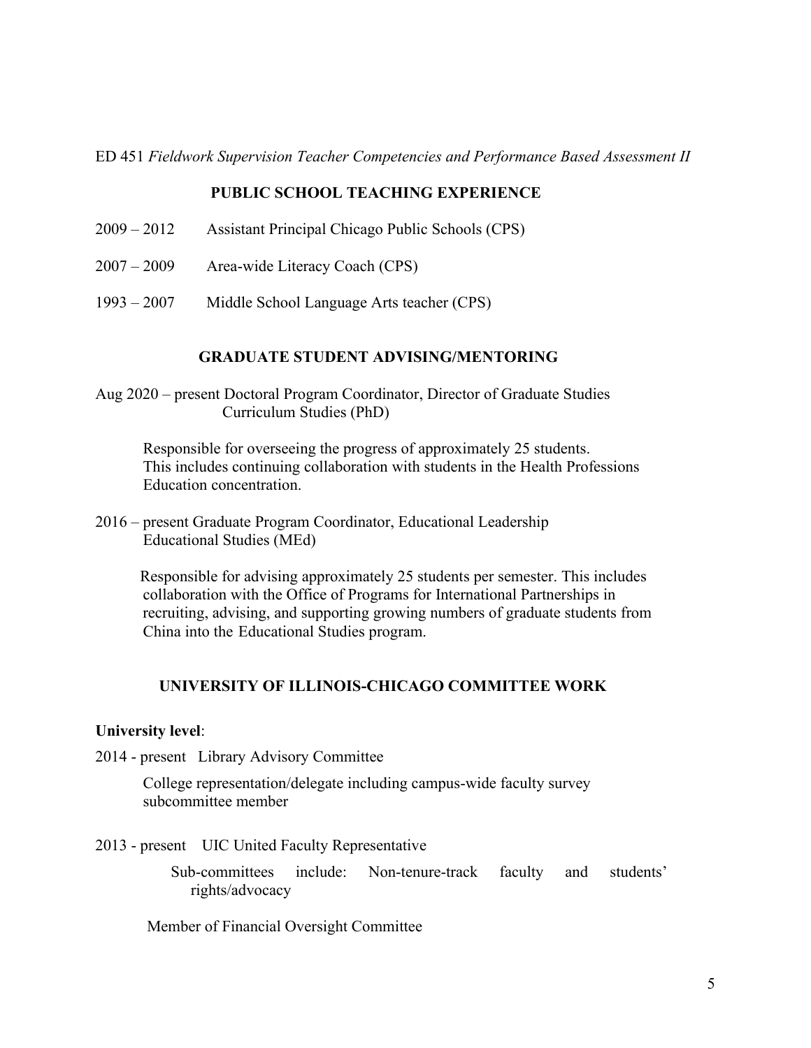ED 451 *Fieldwork Supervision Teacher Competencies and Performance Based Assessment II*

## PUBLIC SCHOOL TEACHING EXPERIENCE

2009 – 2012 Assistant Principal Chicago Public Schools (CPS)

2007 – 2009 Area-wide Literacy Coach (CPS)

1993 – 2007 Middle School Language Arts teacher (CPS)

## GRADUATE STUDENT ADVISING/MENTORING

Aug 2020 – present Doctoral Program Coordinator, Director of Graduate Studies
Curriculum Studies (PhD)

Responsible for overseeing the progress of approximately 25 students. This includes continuing collaboration with students in the Health Professions Education concentration.

2016 – present Graduate Program Coordinator, Educational Leadership
Educational Studies (MEd)

Responsible for advising approximately 25 students per semester. This includes collaboration with the Office of Programs for International Partnerships in recruiting, advising, and supporting growing numbers of graduate students from China into the Educational Studies program.

## UNIVERSITY OF ILLINOIS-CHICAGO COMMITTEE WORK

**University level**:

2014 - present Library Advisory Committee

College representation/delegate including campus-wide faculty survey subcommittee member

2013 - present UIC United Faculty Representative

Sub-committees include: Non-tenure-track faculty and students' rights/advocacy

Member of Financial Oversight Committee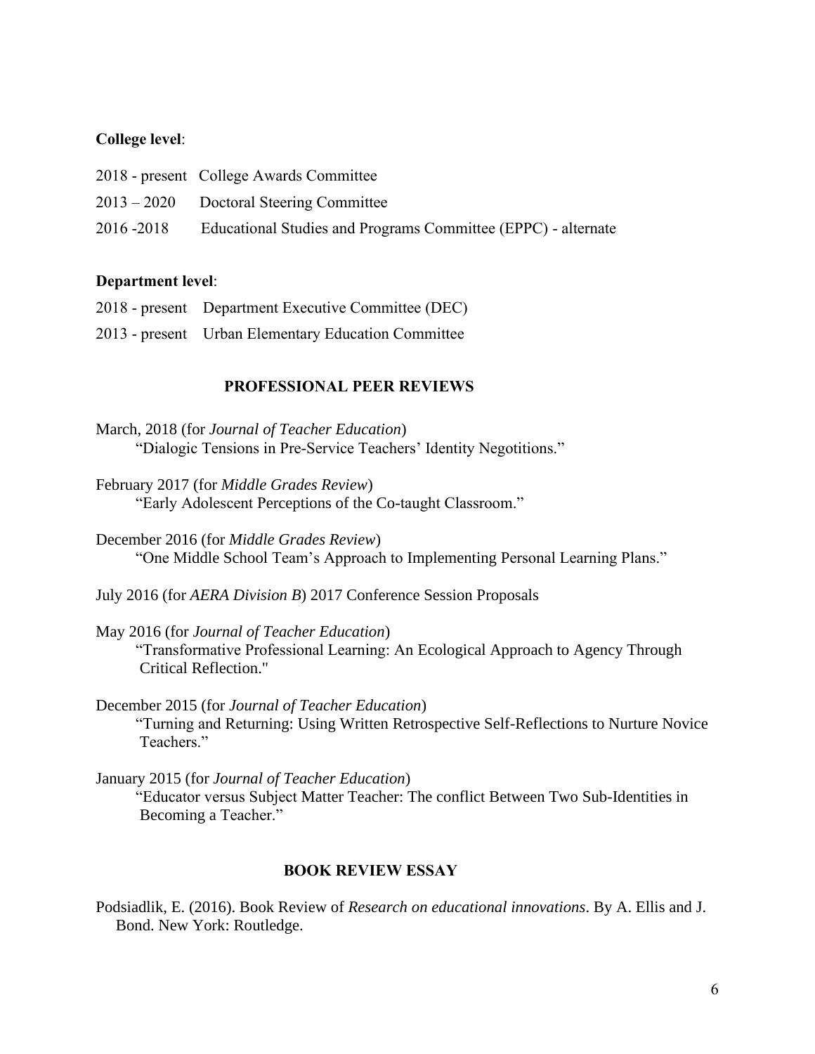**College level**:

2018 - present College Awards Committee

2013 – 2020 Doctoral Steering Committee

2016 -2018 Educational Studies and Programs Committee (EPPC) - alternate

**Department level**:

2018 - present Department Executive Committee (DEC)

2013 - present Urban Elementary Education Committee

## PROFESSIONAL PEER REVIEWS

March, 2018 (for *Journal of Teacher Education*)
"Dialogic Tensions in Pre-Service Teachers' Identity Negotitions."

February 2017 (for *Middle Grades Review*)
"Early Adolescent Perceptions of the Co-taught Classroom."

December 2016 (for *Middle Grades Review*)
"One Middle School Team's Approach to Implementing Personal Learning Plans."

July 2016 (for *AERA Division B*) 2017 Conference Session Proposals

May 2016 (for *Journal of Teacher Education*)
"Transformative Professional Learning: An Ecological Approach to Agency Through Critical Reflection."

December 2015 (for *Journal of Teacher Education*)
"Turning and Returning: Using Written Retrospective Self-Reflections to Nurture Novice Teachers."

January 2015 (for *Journal of Teacher Education*)
"Educator versus Subject Matter Teacher: The conflict Between Two Sub-Identities in Becoming a Teacher."

## BOOK REVIEW ESSAY

Podsiadlik, E. (2016). Book Review of *Research on educational innovations*. By A. Ellis and J. Bond. New York: Routledge.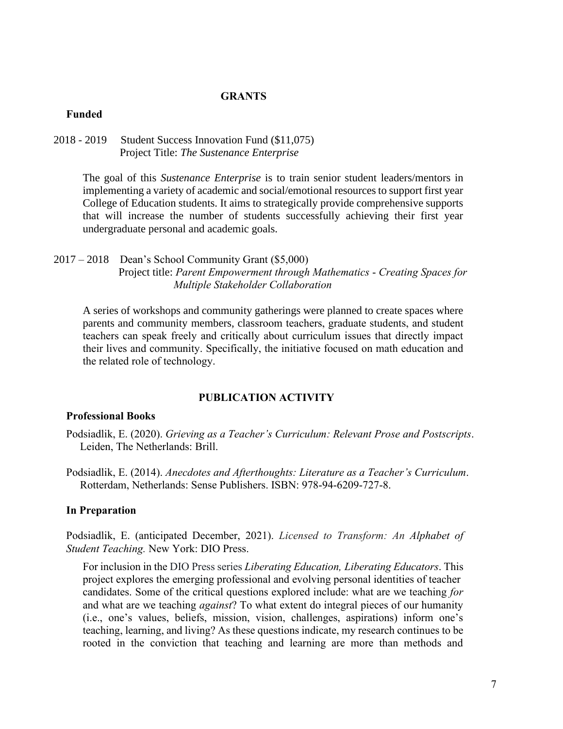## GRANTS

### Funded

2018 - 2019 Student Success Innovation Fund ($11,075)
Project Title: *The Sustenance Enterprise*

The goal of this *Sustenance Enterprise* is to train senior student leaders/mentors in implementing a variety of academic and social/emotional resources to support first year College of Education students. It aims to strategically provide comprehensive supports that will increase the number of students successfully achieving their first year undergraduate personal and academic goals.

2017 – 2018 Dean's School Community Grant ($5,000)
Project title: *Parent Empowerment through Mathematics - Creating Spaces for Multiple Stakeholder Collaboration*

A series of workshops and community gatherings were planned to create spaces where parents and community members, classroom teachers, graduate students, and student teachers can speak freely and critically about curriculum issues that directly impact their lives and community. Specifically, the initiative focused on math education and the related role of technology.

## PUBLICATION ACTIVITY

### Professional Books

Podsiadlik, E. (2020). *Grieving as a Teacher's Curriculum: Relevant Prose and Postscripts*. Leiden, The Netherlands: Brill.

Podsiadlik, E. (2014). *Anecdotes and Afterthoughts: Literature as a Teacher's Curriculum*. Rotterdam, Netherlands: Sense Publishers. ISBN: 978-94-6209-727-8.

### In Preparation

Podsiadlik, E. (anticipated December, 2021). *Licensed to Transform: An Alphabet of Student Teaching.* New York: DIO Press.

For inclusion in the DIO Press series *Liberating Education, Liberating Educators*. This project explores the emerging professional and evolving personal identities of teacher candidates. Some of the critical questions explored include: what are we teaching *for* and what are we teaching *against*? To what extent do integral pieces of our humanity (i.e., one's values, beliefs, mission, vision, challenges, aspirations) inform one's teaching, learning, and living? As these questions indicate, my research continues to be rooted in the conviction that teaching and learning are more than methods and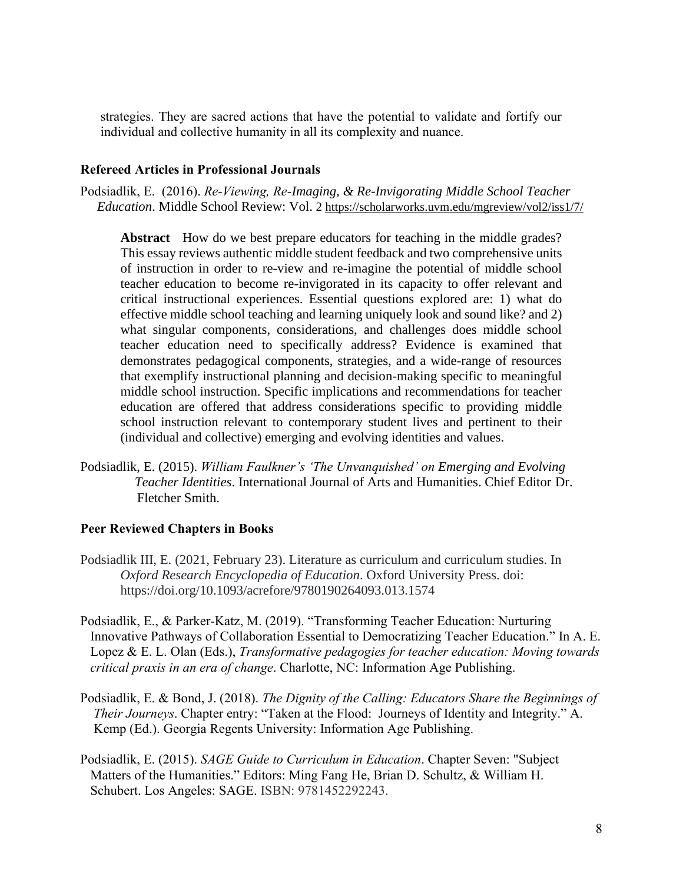strategies. They are sacred actions that have the potential to validate and fortify our individual and collective humanity in all its complexity and nuance.

**Refereed Articles in Professional Journals**

Podsiadlik, E. (2016). *Re-Viewing, Re-Imaging, & Re-Invigorating Middle School Teacher Education*. Middle School Review: Vol. 2 https://scholarworks.uvm.edu/mgreview/vol2/iss1/7/

> **Abstract** How do we best prepare educators for teaching in the middle grades? This essay reviews authentic middle student feedback and two comprehensive units of instruction in order to re-view and re-imagine the potential of middle school teacher education to become re-invigorated in its capacity to offer relevant and critical instructional experiences. Essential questions explored are: 1) what do effective middle school teaching and learning uniquely look and sound like? and 2) what singular components, considerations, and challenges does middle school teacher education need to specifically address? Evidence is examined that demonstrates pedagogical components, strategies, and a wide-range of resources that exemplify instructional planning and decision-making specific to meaningful middle school instruction. Specific implications and recommendations for teacher education are offered that address considerations specific to providing middle school instruction relevant to contemporary student lives and pertinent to their (individual and collective) emerging and evolving identities and values.

Podsiadlik, E. (2015). *William Faulkner's 'The Unvanquished' on Emerging and Evolving Teacher Identities*. International Journal of Arts and Humanities. Chief Editor Dr. Fletcher Smith.

**Peer Reviewed Chapters in Books**

Podsiadlik III, E. (2021, February 23). Literature as curriculum and curriculum studies. In *Oxford Research Encyclopedia of Education*. Oxford University Press. doi: https://doi.org/10.1093/acrefore/9780190264093.013.1574

Podsiadlik, E., & Parker-Katz, M. (2019). "Transforming Teacher Education: Nurturing Innovative Pathways of Collaboration Essential to Democratizing Teacher Education." In A. E. Lopez & E. L. Olan (Eds.), *Transformative pedagogies for teacher education: Moving towards critical praxis in an era of change*. Charlotte, NC: Information Age Publishing.

Podsiadlik, E. & Bond, J. (2018). *The Dignity of the Calling: Educators Share the Beginnings of Their Journeys*. Chapter entry: "Taken at the Flood: Journeys of Identity and Integrity." A. Kemp (Ed.). Georgia Regents University: Information Age Publishing.

Podsiadlik, E. (2015). *SAGE Guide to Curriculum in Education*. Chapter Seven: "Subject Matters of the Humanities." Editors: Ming Fang He, Brian D. Schultz, & William H. Schubert. Los Angeles: SAGE. ISBN: 9781452292243.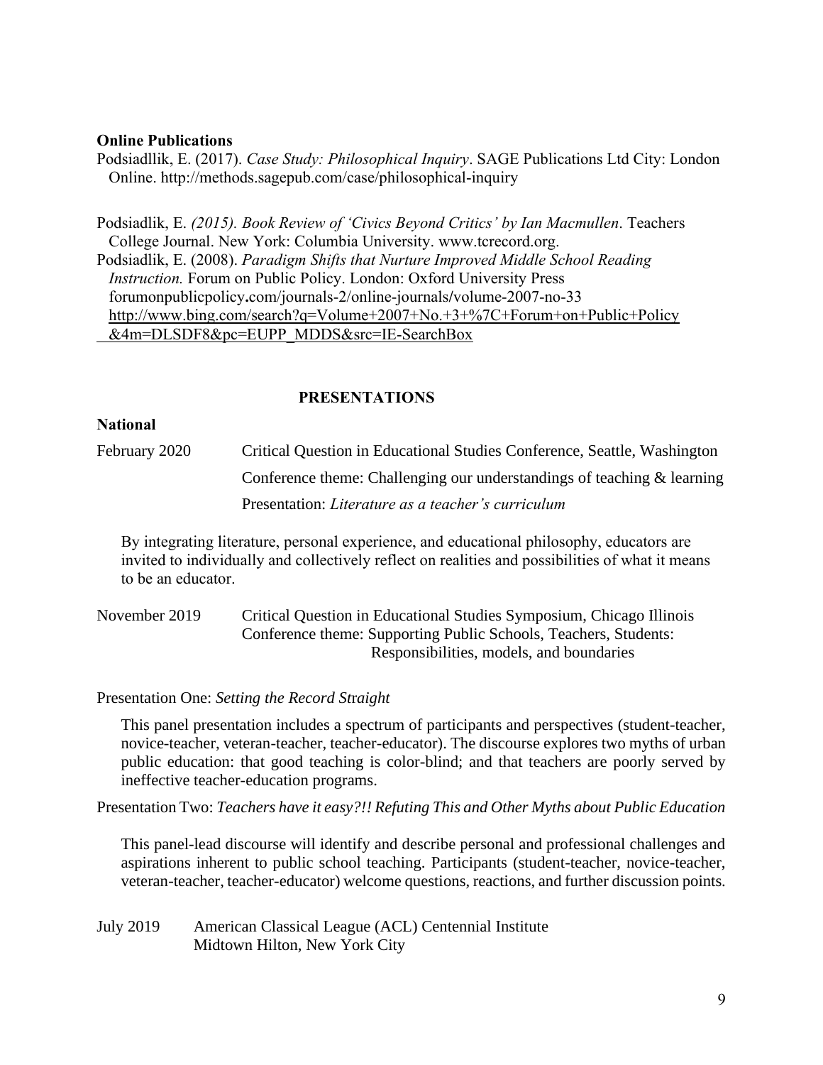**Online Publications**

Podsiadllik, E. (2017). *Case Study: Philosophical Inquiry*. SAGE Publications Ltd City: London Online. http://methods.sagepub.com/case/philosophical-inquiry

Podsiadlik, E. *(2015). Book Review of 'Civics Beyond Critics' by Ian Macmullen*. Teachers College Journal. New York: Columbia University. www.tcrecord.org.

Podsiadlik, E. (2008). *Paradigm Shifts that Nurture Improved Middle School Reading Instruction.* Forum on Public Policy. London: Oxford University Press forumonpublicpolicy.com/journals-2/online-journals/volume-2007-no-33 http://www.bing.com/search?q=Volume+2007+No.+3+%7C+Forum+on+Public+Policy &4m=DLSDF8&pc=EUPP_MDDS&src=IE-SearchBox

## PRESENTATIONS

**National**

February 2020 — Critical Question in Educational Studies Conference, Seattle, Washington
Conference theme: Challenging our understandings of teaching & learning
Presentation: *Literature as a teacher's curriculum*

By integrating literature, personal experience, and educational philosophy, educators are invited to individually and collectively reflect on realities and possibilities of what it means to be an educator.

November 2019 — Critical Question in Educational Studies Symposium, Chicago Illinois
Conference theme: Supporting Public Schools, Teachers, Students: Responsibilities, models, and boundaries

Presentation One: *Setting the Record Straight*

This panel presentation includes a spectrum of participants and perspectives (student-teacher, novice-teacher, veteran-teacher, teacher-educator). The discourse explores two myths of urban public education: that good teaching is color-blind; and that teachers are poorly served by ineffective teacher-education programs.

Presentation Two: *Teachers have it easy?!! Refuting This and Other Myths about Public Education*

This panel-lead discourse will identify and describe personal and professional challenges and aspirations inherent to public school teaching. Participants (student-teacher, novice-teacher, veteran-teacher, teacher-educator) welcome questions, reactions, and further discussion points.

July 2019 — American Classical League (ACL) Centennial Institute
Midtown Hilton, New York City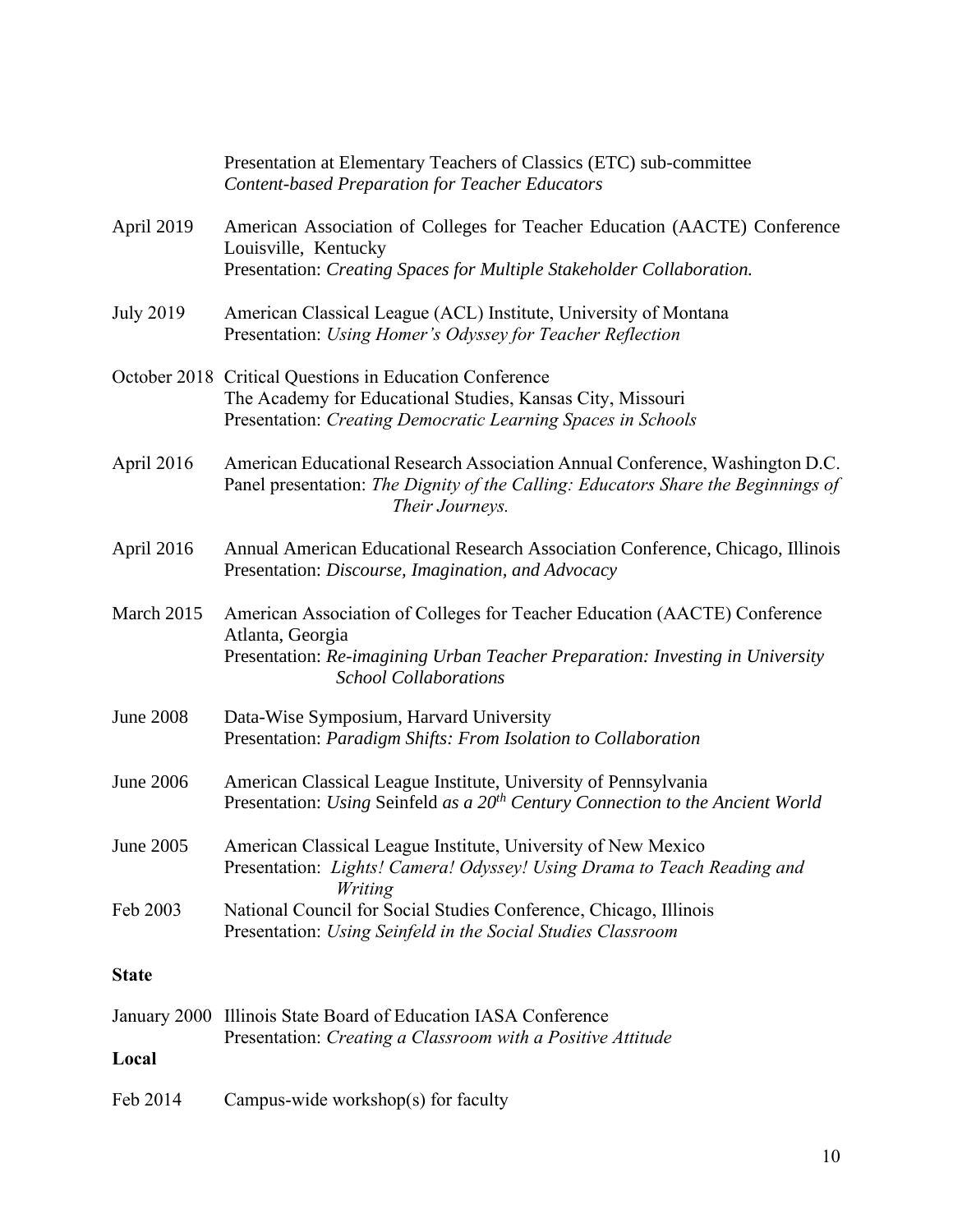Presentation at Elementary Teachers of Classics (ETC) sub-committee
*Content-based Preparation for Teacher Educators*

April 2019 American Association of Colleges for Teacher Education (AACTE) Conference
Louisville, Kentucky
Presentation: *Creating Spaces for Multiple Stakeholder Collaboration.*

July 2019 American Classical League (ACL) Institute, University of Montana
Presentation: *Using Homer's Odyssey for Teacher Reflection*

October 2018 Critical Questions in Education Conference
The Academy for Educational Studies, Kansas City, Missouri
Presentation: *Creating Democratic Learning Spaces in Schools*

April 2016 American Educational Research Association Annual Conference, Washington D.C.
Panel presentation: *The Dignity of the Calling: Educators Share the Beginnings of Their Journeys.*

April 2016 Annual American Educational Research Association Conference, Chicago, Illinois
Presentation: *Discourse, Imagination, and Advocacy*

March 2015 American Association of Colleges for Teacher Education (AACTE) Conference
Atlanta, Georgia
Presentation: *Re-imagining Urban Teacher Preparation: Investing in University School Collaborations*

June 2008 Data-Wise Symposium, Harvard University
Presentation: *Paradigm Shifts: From Isolation to Collaboration*

June 2006 American Classical League Institute, University of Pennsylvania
Presentation: *Using* Seinfeld *as a 20th Century Connection to the Ancient World*

June 2005 American Classical League Institute, University of New Mexico
Presentation: *Lights! Camera! Odyssey! Using Drama to Teach Reading and Writing*

Feb 2003 National Council for Social Studies Conference, Chicago, Illinois
Presentation: *Using Seinfeld in the Social Studies Classroom*

**State**

January 2000 Illinois State Board of Education IASA Conference
Presentation: *Creating a Classroom with a Positive Attitude*

**Local**

Feb 2014 Campus-wide workshop(s) for faculty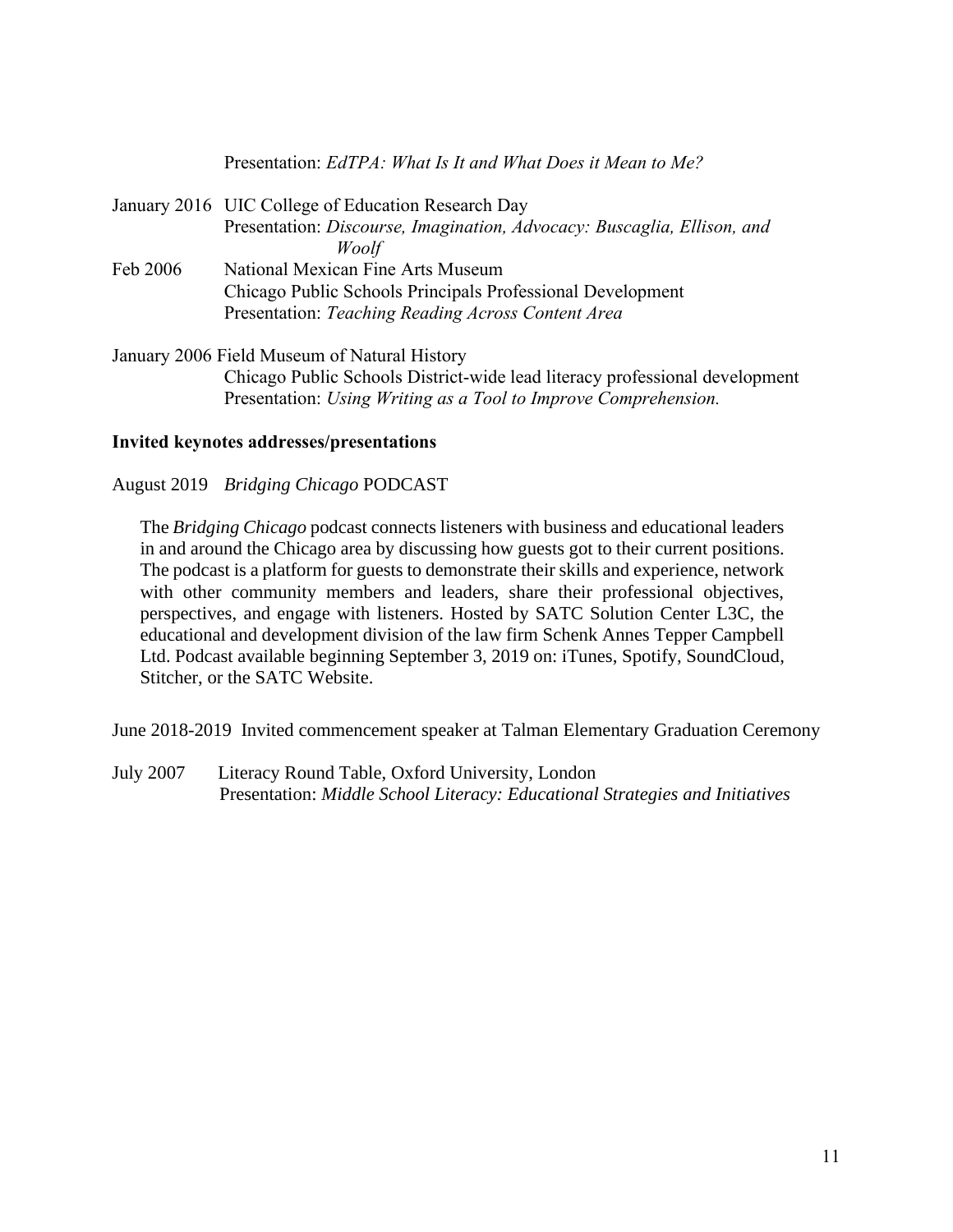Presentation: *EdTPA: What Is It and What Does it Mean to Me?*

January 2016 UIC College of Education Research Day
Presentation: *Discourse, Imagination, Advocacy: Buscaglia, Ellison, and Woolf*

Feb 2006 National Mexican Fine Arts Museum
Chicago Public Schools Principals Professional Development
Presentation: *Teaching Reading Across Content Area*

January 2006 Field Museum of Natural History
Chicago Public Schools District-wide lead literacy professional development
Presentation: *Using Writing as a Tool to Improve Comprehension.*

**Invited keynotes addresses/presentations**

August 2019 *Bridging Chicago* PODCAST

The *Bridging Chicago* podcast connects listeners with business and educational leaders in and around the Chicago area by discussing how guests got to their current positions. The podcast is a platform for guests to demonstrate their skills and experience, network with other community members and leaders, share their professional objectives, perspectives, and engage with listeners. Hosted by SATC Solution Center L3C, the educational and development division of the law firm Schenk Annes Tepper Campbell Ltd. Podcast available beginning September 3, 2019 on: iTunes, Spotify, SoundCloud, Stitcher, or the SATC Website.

June 2018-2019 Invited commencement speaker at Talman Elementary Graduation Ceremony

July 2007 Literacy Round Table, Oxford University, London
Presentation: *Middle School Literacy: Educational Strategies and Initiatives*